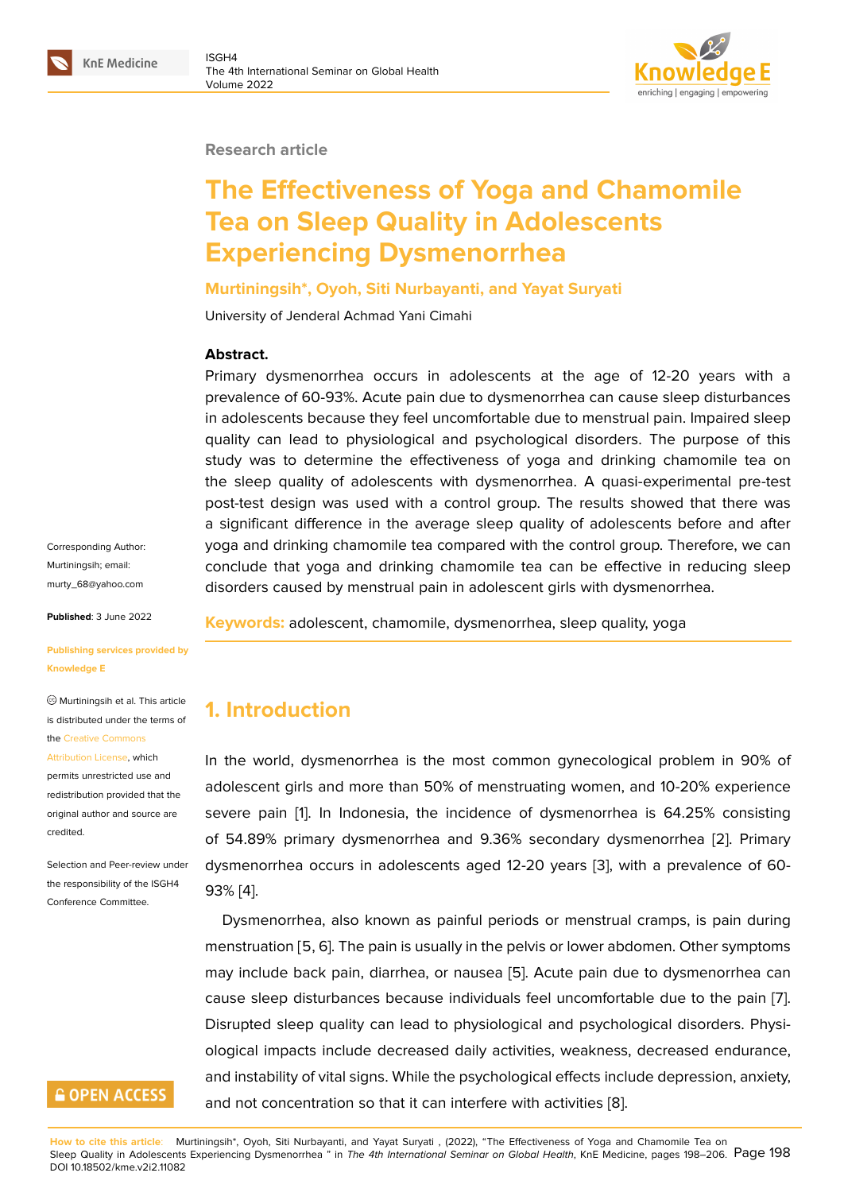Research article

# The Effectiveness of Yoga and Chamomile Tea on Sleep Quality in Adolescents Experiencing Dysmenorrhea

**Murtiningsih*, Oyoh, Siti Nurbayanti, and Yayat Suryati**

University of Jenderal Achmad Yani Cimahi

**Abstract.**
Primary dysmenorrhea occurs in adolescents at the age of 12-20 years with a prevalence of 60-93%. Acute pain due to dysmenorrhea can cause sleep disturbances in adolescents because they feel uncomfortable due to menstrual pain. Impaired sleep quality can lead to physiological and psychological disorders. The purpose of this study was to determine the effectiveness of yoga and drinking chamomile tea on the sleep quality of adolescents with dysmenorrhea. A quasi-experimental pre-test post-test design was used with a control group. The results showed that there was a significant difference in the average sleep quality of adolescents before and after yoga and drinking chamomile tea compared with the control group. Therefore, we can conclude that yoga and drinking chamomile tea can be effective in reducing sleep disorders caused by menstrual pain in adolescent girls with dysmenorrhea.

**Keywords:** adolescent, chamomile, dysmenorrhea, sleep quality, yoga

Corresponding Author: Murtiningsih; email: murty_68@yahoo.com

**Published**: 3 June 2022

**Publishing services provided by Knowledge E**

Murtiningsih et al. This article is distributed under the terms of the Creative Commons Attribution License, which permits unrestricted use and redistribution provided that the original author and source are credited.

Selection and Peer-review under the responsibility of the ISGH4 Conference Committee.

## 1. Introduction

In the world, dysmenorrhea is the most common gynecological problem in 90% of adolescent girls and more than 50% of menstruating women, and 10-20% experience severe pain [1]. In Indonesia, the incidence of dysmenorrhea is 64.25% consisting of 54.89% primary dysmenorrhea and 9.36% secondary dysmenorrhea [2]. Primary dysmenorrhea occurs in adolescents aged 12-20 years [3], with a prevalence of 60-93% [4].

Dysmenorrhea, also known as painful periods or menstrual cramps, is pain during menstruation [5, 6]. The pain is usually in the pelvis or lower abdomen. Other symptoms may include back pain, diarrhea, or nausea [5]. Acute pain due to dysmenorrhea can cause sleep disturbances because individuals feel uncomfortable due to the pain [7]. Disrupted sleep quality can lead to physiological and psychological disorders. Physiological impacts include decreased daily activities, weakness, decreased endurance, and instability of vital signs. While the psychological effects include depression, anxiety, and not concentration so that it can interfere with activities [8].

How to cite this article: Murtiningsih*, Oyoh, Siti Nurbayanti, and Yayat Suryati , (2022), "The Effectiveness of Yoga and Chamomile Tea on Sleep Quality in Adolescents Experiencing Dysmenorrhea " in *The 4th International Seminar on Global Health*, KnE Medicine, pages 198–206. DOI 10.18502/kme.v2i2.11082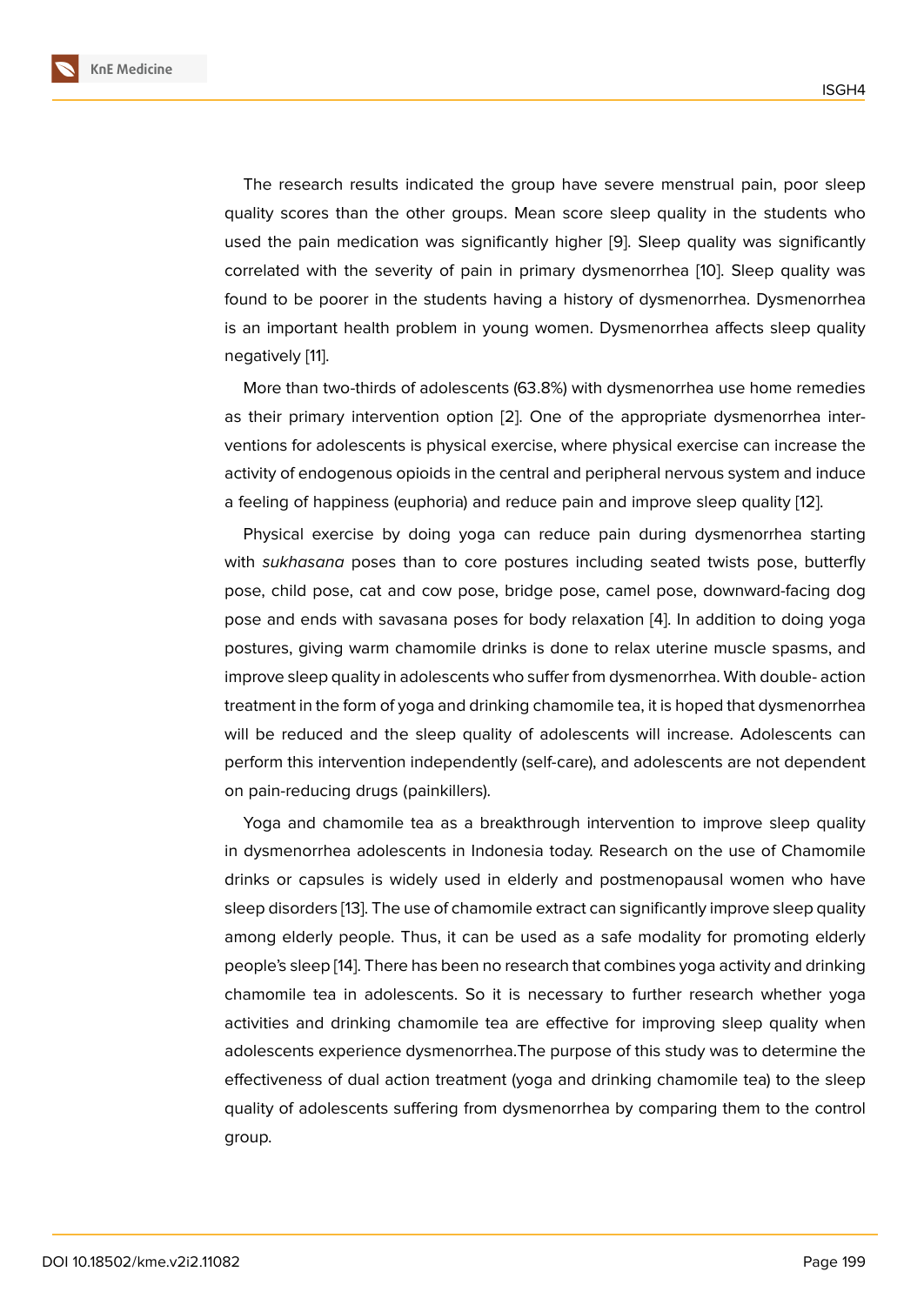The research results indicated the group have severe menstrual pain, poor sleep quality scores than the other groups. Mean score sleep quality in the students who used the pain medication was significantly higher [9]. Sleep quality was significantly correlated with the severity of pain in primary dysmenorrhea [10]. Sleep quality was found to be poorer in the students having a history of dysmenorrhea. Dysmenorrhea is an important health problem in young women. Dysmenorrhea affects sleep quality negatively [11].

More than two-thirds of adolescents (63.8%) with dysmenorrhea use home remedies as their primary intervention option [2]. One of the appropriate dysmenorrhea interventions for adolescents is physical exercise, where physical exercise can increase the activity of endogenous opioids in the central and peripheral nervous system and induce a feeling of happiness (euphoria) and reduce pain and improve sleep quality [12].

Physical exercise by doing yoga can reduce pain during dysmenorrhea starting with *sukhasana* poses than to core postures including seated twists pose, butterfly pose, child pose, cat and cow pose, bridge pose, camel pose, downward-facing dog pose and ends with savasana poses for body relaxation [4]. In addition to doing yoga postures, giving warm chamomile drinks is done to relax uterine muscle spasms, and improve sleep quality in adolescents who suffer from dysmenorrhea. With double- action treatment in the form of yoga and drinking chamomile tea, it is hoped that dysmenorrhea will be reduced and the sleep quality of adolescents will increase. Adolescents can perform this intervention independently (self-care), and adolescents are not dependent on pain-reducing drugs (painkillers).

Yoga and chamomile tea as a breakthrough intervention to improve sleep quality in dysmenorrhea adolescents in Indonesia today. Research on the use of Chamomile drinks or capsules is widely used in elderly and postmenopausal women who have sleep disorders [13]. The use of chamomile extract can significantly improve sleep quality among elderly people. Thus, it can be used as a safe modality for promoting elderly people's sleep [14]. There has been no research that combines yoga activity and drinking chamomile tea in adolescents. So it is necessary to further research whether yoga activities and drinking chamomile tea are effective for improving sleep quality when adolescents experience dysmenorrhea.The purpose of this study was to determine the effectiveness of dual action treatment (yoga and drinking chamomile tea) to the sleep quality of adolescents suffering from dysmenorrhea by comparing them to the control group.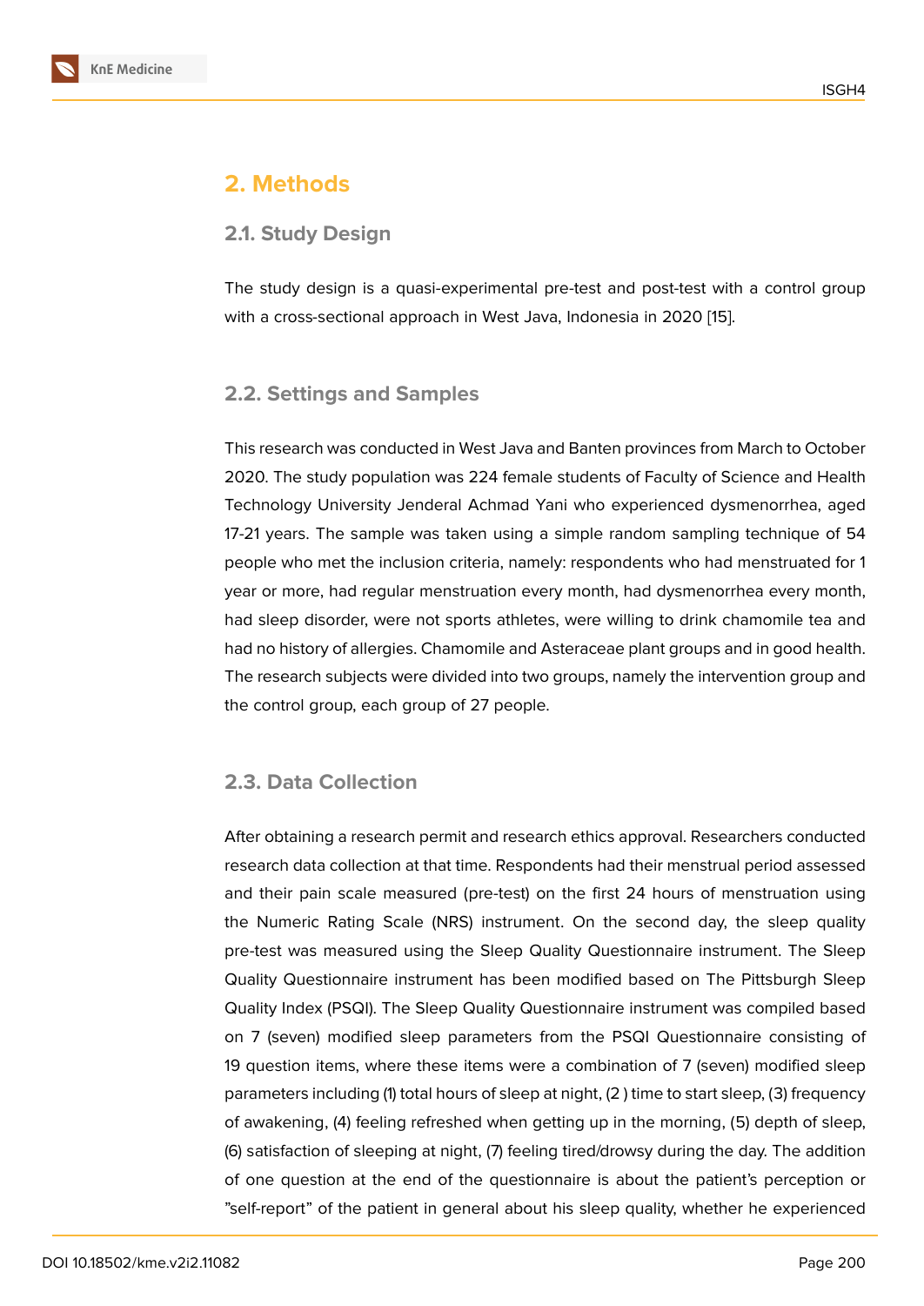## 2. Methods

### 2.1. Study Design

The study design is a quasi-experimental pre-test and post-test with a control group with a cross-sectional approach in West Java, Indonesia in 2020 [15].

### 2.2. Settings and Samples

This research was conducted in West Java and Banten provinces from March to October 2020. The study population was 224 female students of Faculty of Science and Health Technology University Jenderal Achmad Yani who experienced dysmenorrhea, aged 17-21 years. The sample was taken using a simple random sampling technique of 54 people who met the inclusion criteria, namely: respondents who had menstruated for 1 year or more, had regular menstruation every month, had dysmenorrhea every month, had sleep disorder, were not sports athletes, were willing to drink chamomile tea and had no history of allergies. Chamomile and Asteraceae plant groups and in good health. The research subjects were divided into two groups, namely the intervention group and the control group, each group of 27 people.

### 2.3. Data Collection

After obtaining a research permit and research ethics approval. Researchers conducted research data collection at that time. Respondents had their menstrual period assessed and their pain scale measured (pre-test) on the first 24 hours of menstruation using the Numeric Rating Scale (NRS) instrument. On the second day, the sleep quality pre-test was measured using the Sleep Quality Questionnaire instrument. The Sleep Quality Questionnaire instrument has been modified based on The Pittsburgh Sleep Quality Index (PSQI). The Sleep Quality Questionnaire instrument was compiled based on 7 (seven) modified sleep parameters from the PSQI Questionnaire consisting of 19 question items, where these items were a combination of 7 (seven) modified sleep parameters including (1) total hours of sleep at night, (2 ) time to start sleep, (3) frequency of awakening, (4) feeling refreshed when getting up in the morning, (5) depth of sleep, (6) satisfaction of sleeping at night, (7) feeling tired/drowsy during the day. The addition of one question at the end of the questionnaire is about the patient's perception or "self-report" of the patient in general about his sleep quality, whether he experienced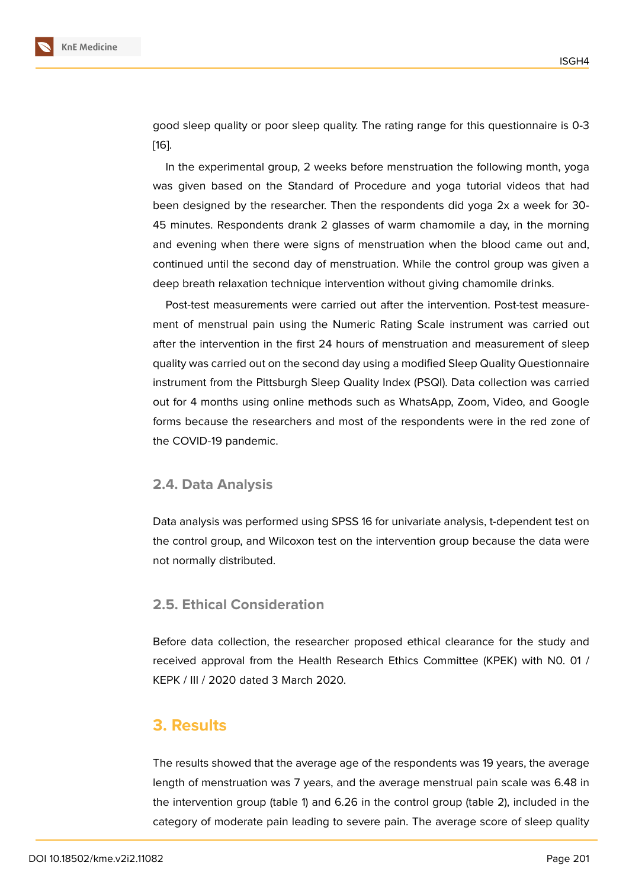good sleep quality or poor sleep quality. The rating range for this questionnaire is 0-3 [16].

In the experimental group, 2 weeks before menstruation the following month, yoga was given based on the Standard of Procedure and yoga tutorial videos that had been designed by the researcher. Then the respondents did yoga 2x a week for 30-45 minutes. Respondents drank 2 glasses of warm chamomile a day, in the morning and evening when there were signs of menstruation when the blood came out and, continued until the second day of menstruation. While the control group was given a deep breath relaxation technique intervention without giving chamomile drinks.

Post-test measurements were carried out after the intervention. Post-test measurement of menstrual pain using the Numeric Rating Scale instrument was carried out after the intervention in the first 24 hours of menstruation and measurement of sleep quality was carried out on the second day using a modified Sleep Quality Questionnaire instrument from the Pittsburgh Sleep Quality Index (PSQI). Data collection was carried out for 4 months using online methods such as WhatsApp, Zoom, Video, and Google forms because the researchers and most of the respondents were in the red zone of the COVID-19 pandemic.

### 2.4. Data Analysis

Data analysis was performed using SPSS 16 for univariate analysis, t-dependent test on the control group, and Wilcoxon test on the intervention group because the data were not normally distributed.

### 2.5. Ethical Consideration

Before data collection, the researcher proposed ethical clearance for the study and received approval from the Health Research Ethics Committee (KPEK) with N0. 01 / KEPK / III / 2020 dated 3 March 2020.

## 3. Results

The results showed that the average age of the respondents was 19 years, the average length of menstruation was 7 years, and the average menstrual pain scale was 6.48 in the intervention group (table 1) and 6.26 in the control group (table 2), included in the category of moderate pain leading to severe pain. The average score of sleep quality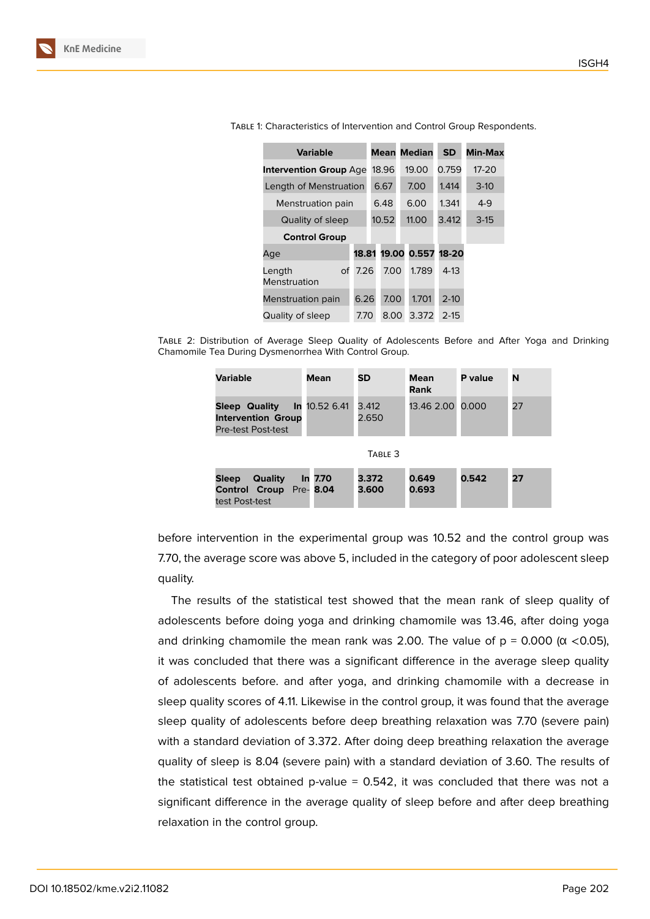Table 1: Characteristics of Intervention and Control Group Respondents.

| Variable | Mean | Median | SD | Min-Max |
|---|---|---|---|---|
| **Intervention Group** Age | 18.96 | 19.00 | 0.759 | 17-20 |
| Length of Menstruation | 6.67 | 7.00 | 1.414 | 3-10 |
| Menstruation pain | 6.48 | 6.00 | 1.341 | 4-9 |
| Quality of sleep | 10.52 | 11.00 | 3.412 | 3-15 |
| **Control Group** | | | | |
| Age | **18.81** | **19.00** | **0.557** | **18-20** |
| Length of Menstruation | 7.26 | 7.00 | 1.789 | 4-13 |
| Menstruation pain | 6.26 | 7.00 | 1.701 | 2-10 |
| Quality of sleep | 7.70 | 8.00 | 3.372 | 2-15 |

Table 2: Distribution of Average Sleep Quality of Adolescents Before and After Yoga and Drinking Chamomile Tea During Dysmenorrhea With Control Group.

| Variable | Mean | SD | Mean Rank | P value | N |
|---|---|---|---|---|---|
| **Sleep Quality In Intervention Group** Pre-test Post-test | 10.52 6.41 | 3.412 2.650 | 13.46 2.00 | 0.000 | 27 |

Table 3

| | | | | | |
|---|---|---|---|---|---|
| **Sleep Quality In Control Croup** Pre-test Post-test | **7.70 8.04** | **3.372 3.600** | **0.649 0.693** | **0.542** | **27** |

before intervention in the experimental group was 10.52 and the control group was 7.70, the average score was above 5, included in the category of poor adolescent sleep quality.

The results of the statistical test showed that the mean rank of sleep quality of adolescents before doing yoga and drinking chamomile was 13.46, after doing yoga and drinking chamomile the mean rank was 2.00. The value of p = 0.000 (α <0.05), it was concluded that there was a significant difference in the average sleep quality of adolescents before. and after yoga, and drinking chamomile with a decrease in sleep quality scores of 4.11. Likewise in the control group, it was found that the average sleep quality of adolescents before deep breathing relaxation was 7.70 (severe pain) with a standard deviation of 3.372. After doing deep breathing relaxation the average quality of sleep is 8.04 (severe pain) with a standard deviation of 3.60. The results of the statistical test obtained p-value = 0.542, it was concluded that there was not a significant difference in the average quality of sleep before and after deep breathing relaxation in the control group.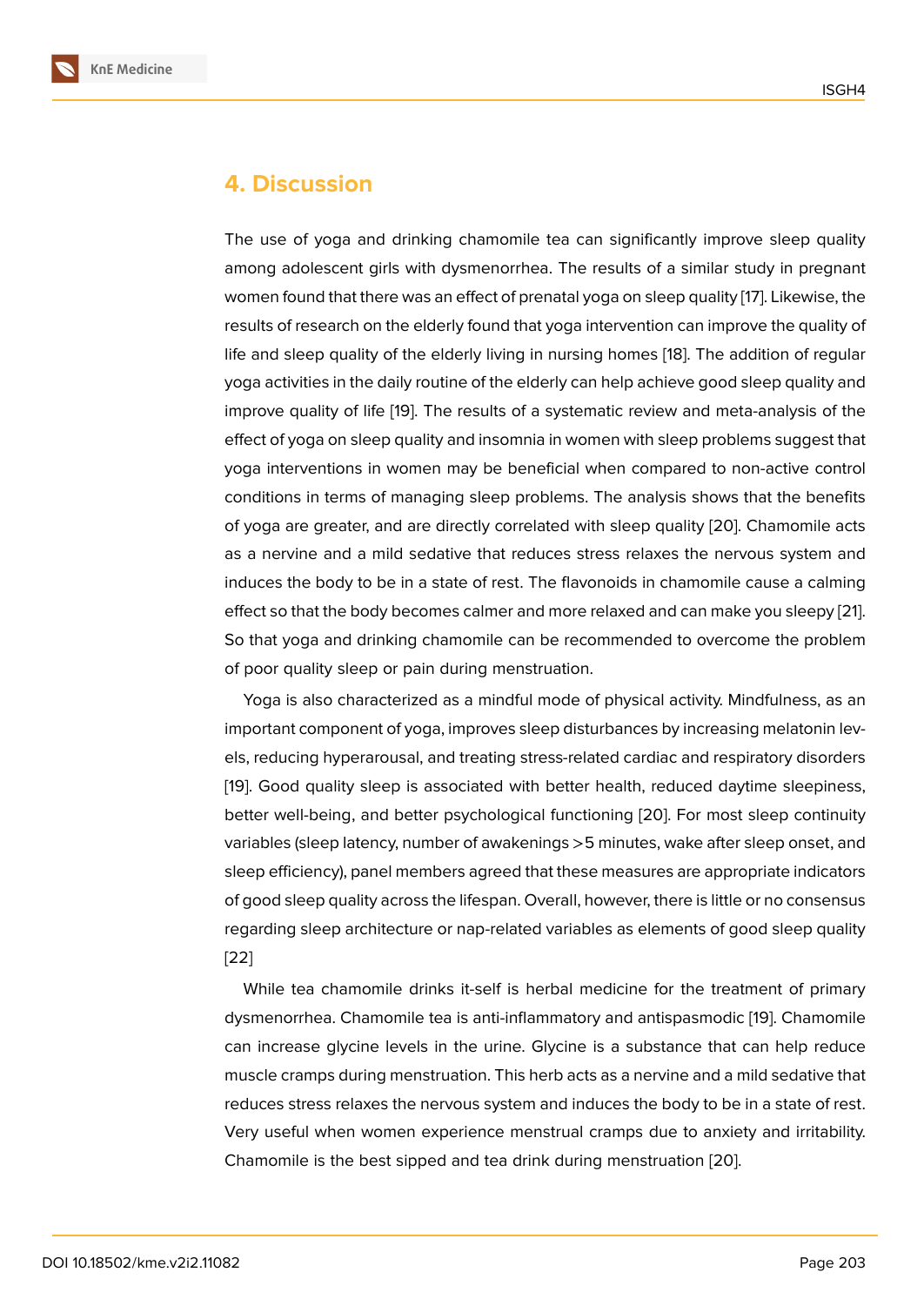## 4. Discussion

The use of yoga and drinking chamomile tea can significantly improve sleep quality among adolescent girls with dysmenorrhea. The results of a similar study in pregnant women found that there was an effect of prenatal yoga on sleep quality [17]. Likewise, the results of research on the elderly found that yoga intervention can improve the quality of life and sleep quality of the elderly living in nursing homes [18]. The addition of regular yoga activities in the daily routine of the elderly can help achieve good sleep quality and improve quality of life [19]. The results of a systematic review and meta-analysis of the effect of yoga on sleep quality and insomnia in women with sleep problems suggest that yoga interventions in women may be beneficial when compared to non-active control conditions in terms of managing sleep problems. The analysis shows that the benefits of yoga are greater, and are directly correlated with sleep quality [20]. Chamomile acts as a nervine and a mild sedative that reduces stress relaxes the nervous system and induces the body to be in a state of rest. The flavonoids in chamomile cause a calming effect so that the body becomes calmer and more relaxed and can make you sleepy [21]. So that yoga and drinking chamomile can be recommended to overcome the problem of poor quality sleep or pain during menstruation.

Yoga is also characterized as a mindful mode of physical activity. Mindfulness, as an important component of yoga, improves sleep disturbances by increasing melatonin levels, reducing hyperarousal, and treating stress-related cardiac and respiratory disorders [19]. Good quality sleep is associated with better health, reduced daytime sleepiness, better well-being, and better psychological functioning [20]. For most sleep continuity variables (sleep latency, number of awakenings >5 minutes, wake after sleep onset, and sleep efficiency), panel members agreed that these measures are appropriate indicators of good sleep quality across the lifespan. Overall, however, there is little or no consensus regarding sleep architecture or nap-related variables as elements of good sleep quality [22]

While tea chamomile drinks it-self is herbal medicine for the treatment of primary dysmenorrhea. Chamomile tea is anti-inflammatory and antispasmodic [19]. Chamomile can increase glycine levels in the urine. Glycine is a substance that can help reduce muscle cramps during menstruation. This herb acts as a nervine and a mild sedative that reduces stress relaxes the nervous system and induces the body to be in a state of rest. Very useful when women experience menstrual cramps due to anxiety and irritability. Chamomile is the best sipped and tea drink during menstruation [20].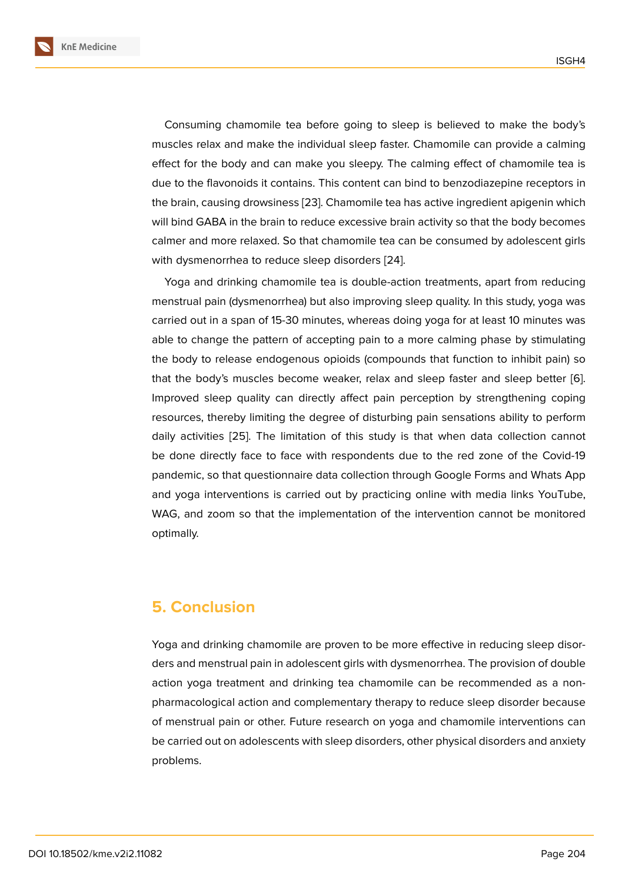Consuming chamomile tea before going to sleep is believed to make the body's muscles relax and make the individual sleep faster. Chamomile can provide a calming effect for the body and can make you sleepy. The calming effect of chamomile tea is due to the flavonoids it contains. This content can bind to benzodiazepine receptors in the brain, causing drowsiness [23]. Chamomile tea has active ingredient apigenin which will bind GABA in the brain to reduce excessive brain activity so that the body becomes calmer and more relaxed. So that chamomile tea can be consumed by adolescent girls with dysmenorrhea to reduce sleep disorders [24].

Yoga and drinking chamomile tea is double-action treatments, apart from reducing menstrual pain (dysmenorrhea) but also improving sleep quality. In this study, yoga was carried out in a span of 15-30 minutes, whereas doing yoga for at least 10 minutes was able to change the pattern of accepting pain to a more calming phase by stimulating the body to release endogenous opioids (compounds that function to inhibit pain) so that the body's muscles become weaker, relax and sleep faster and sleep better [6]. Improved sleep quality can directly affect pain perception by strengthening coping resources, thereby limiting the degree of disturbing pain sensations ability to perform daily activities [25]. The limitation of this study is that when data collection cannot be done directly face to face with respondents due to the red zone of the Covid-19 pandemic, so that questionnaire data collection through Google Forms and Whats App and yoga interventions is carried out by practicing online with media links YouTube, WAG, and zoom so that the implementation of the intervention cannot be monitored optimally.

## 5. Conclusion

Yoga and drinking chamomile are proven to be more effective in reducing sleep disorders and menstrual pain in adolescent girls with dysmenorrhea. The provision of double action yoga treatment and drinking tea chamomile can be recommended as a non-pharmacological action and complementary therapy to reduce sleep disorder because of menstrual pain or other. Future research on yoga and chamomile interventions can be carried out on adolescents with sleep disorders, other physical disorders and anxiety problems.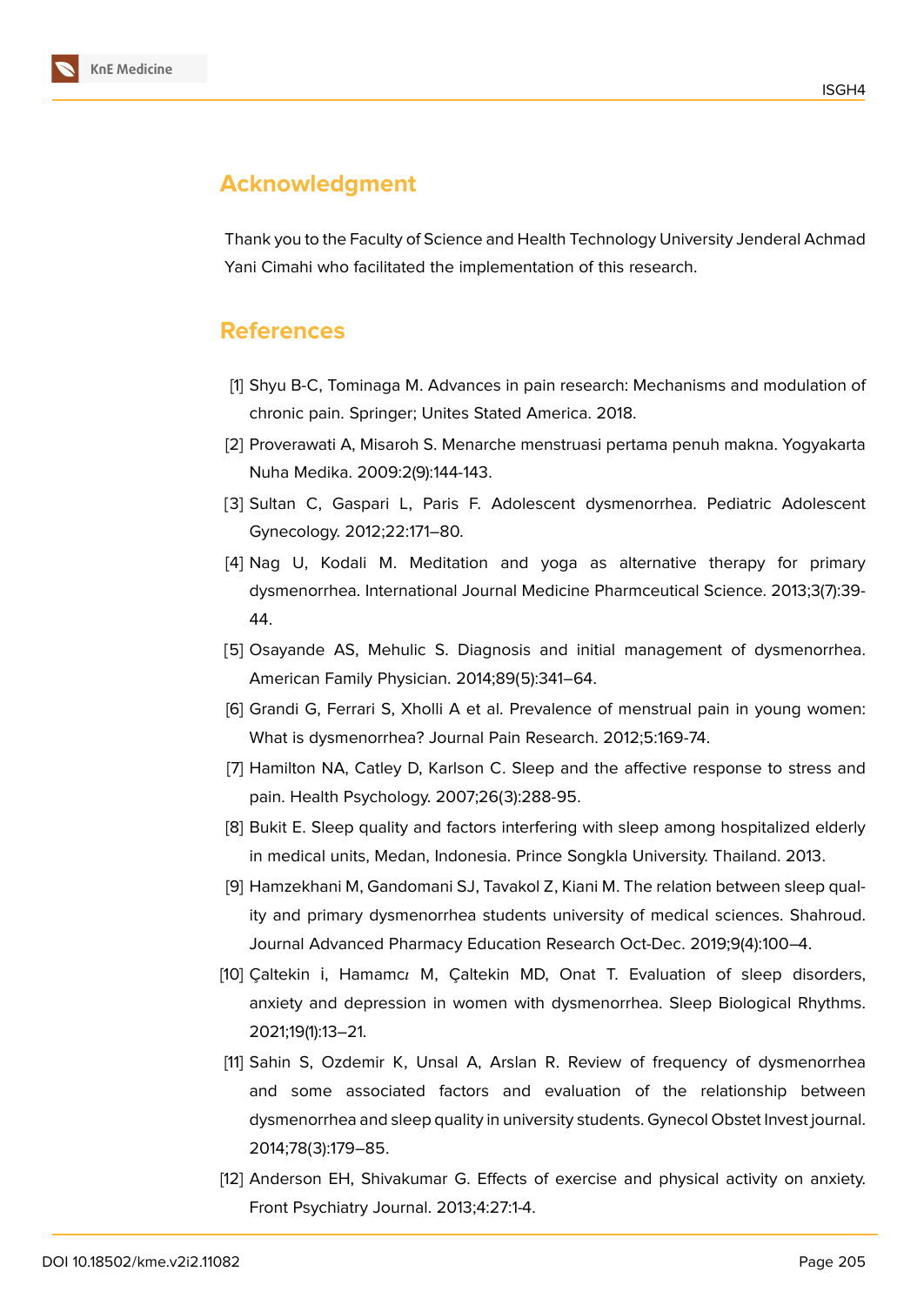## Acknowledgment

Thank you to the Faculty of Science and Health Technology University Jenderal Achmad Yani Cimahi who facilitated the implementation of this research.

## References

[1] Shyu B-C, Tominaga M. Advances in pain research: Mechanisms and modulation of chronic pain. Springer; Unites Stated America. 2018.

[2] Proverawati A, Misaroh S. Menarche menstruasi pertama penuh makna. Yogyakarta Nuha Medika. 2009:2(9):144-143.

[3] Sultan C, Gaspari L, Paris F. Adolescent dysmenorrhea. Pediatric Adolescent Gynecology. 2012;22:171–80.

[4] Nag U, Kodali M. Meditation and yoga as alternative therapy for primary dysmenorrhea. International Journal Medicine Pharmceutical Science. 2013;3(7):39-44.

[5] Osayande AS, Mehulic S. Diagnosis and initial management of dysmenorrhea. American Family Physician. 2014;89(5):341–64.

[6] Grandi G, Ferrari S, Xholli A et al. Prevalence of menstrual pain in young women: What is dysmenorrhea? Journal Pain Research. 2012;5:169-74.

[7] Hamilton NA, Catley D, Karlson C. Sleep and the affective response to stress and pain. Health Psychology. 2007;26(3):288-95.

[8] Bukit E. Sleep quality and factors interfering with sleep among hospitalized elderly in medical units, Medan, Indonesia. Prince Songkla University. Thailand. 2013.

[9] Hamzekhani M, Gandomani SJ, Tavakol Z, Kiani M. The relation between sleep quality and primary dysmenorrhea students university of medical sciences. Shahroud. Journal Advanced Pharmacy Education Research Oct-Dec. 2019;9(4):100–4.

[10] Çaltekin İ, Hamamcı M, Çaltekin MD, Onat T. Evaluation of sleep disorders, anxiety and depression in women with dysmenorrhea. Sleep Biological Rhythms. 2021;19(1):13–21.

[11] Sahin S, Ozdemir K, Unsal A, Arslan R. Review of frequency of dysmenorrhea and some associated factors and evaluation of the relationship between dysmenorrhea and sleep quality in university students. Gynecol Obstet Invest journal. 2014;78(3):179–85.

[12] Anderson EH, Shivakumar G. Effects of exercise and physical activity on anxiety. Front Psychiatry Journal. 2013;4:27:1-4.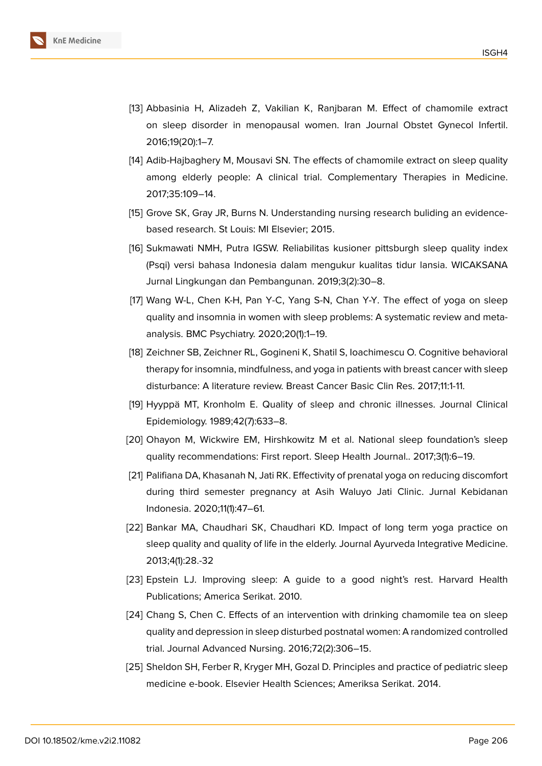[13] Abbasinia H, Alizadeh Z, Vakilian K, Ranjbaran M. Effect of chamomile extract on sleep disorder in menopausal women. Iran Journal Obstet Gynecol Infertil. 2016;19(20):1–7.

[14] Adib-Hajbaghery M, Mousavi SN. The effects of chamomile extract on sleep quality among elderly people: A clinical trial. Complementary Therapies in Medicine. 2017;35:109–14.

[15] Grove SK, Gray JR, Burns N. Understanding nursing research buliding an evidence-based research. St Louis: MI Elsevier; 2015.

[16] Sukmawati NMH, Putra IGSW. Reliabilitas kusioner pittsburgh sleep quality index (Psqi) versi bahasa Indonesia dalam mengukur kualitas tidur lansia. WICAKSANA Jurnal Lingkungan dan Pembangunan. 2019;3(2):30–8.

[17] Wang W-L, Chen K-H, Pan Y-C, Yang S-N, Chan Y-Y. The effect of yoga on sleep quality and insomnia in women with sleep problems: A systematic review and meta-analysis. BMC Psychiatry. 2020;20(1):1–19.

[18] Zeichner SB, Zeichner RL, Gogineni K, Shatil S, Ioachimescu O. Cognitive behavioral therapy for insomnia, mindfulness, and yoga in patients with breast cancer with sleep disturbance: A literature review. Breast Cancer Basic Clin Res. 2017;11:1-11.

[19] Hyyppä MT, Kronholm E. Quality of sleep and chronic illnesses. Journal Clinical Epidemiology. 1989;42(7):633–8.

[20] Ohayon M, Wickwire EM, Hirshkowitz M et al. National sleep foundation's sleep quality recommendations: First report. Sleep Health Journal.. 2017;3(1):6–19.

[21] Palifiana DA, Khasanah N, Jati RK. Effectivity of prenatal yoga on reducing discomfort during third semester pregnancy at Asih Waluyo Jati Clinic. Jurnal Kebidanan Indonesia. 2020;11(1):47–61.

[22] Bankar MA, Chaudhari SK, Chaudhari KD. Impact of long term yoga practice on sleep quality and quality of life in the elderly. Journal Ayurveda Integrative Medicine. 2013;4(1):28.-32

[23] Epstein LJ. Improving sleep: A guide to a good night's rest. Harvard Health Publications; America Serikat. 2010.

[24] Chang S, Chen C. Effects of an intervention with drinking chamomile tea on sleep quality and depression in sleep disturbed postnatal women: A randomized controlled trial. Journal Advanced Nursing. 2016;72(2):306–15.

[25] Sheldon SH, Ferber R, Kryger MH, Gozal D. Principles and practice of pediatric sleep medicine e-book. Elsevier Health Sciences; Ameriksa Serikat. 2014.